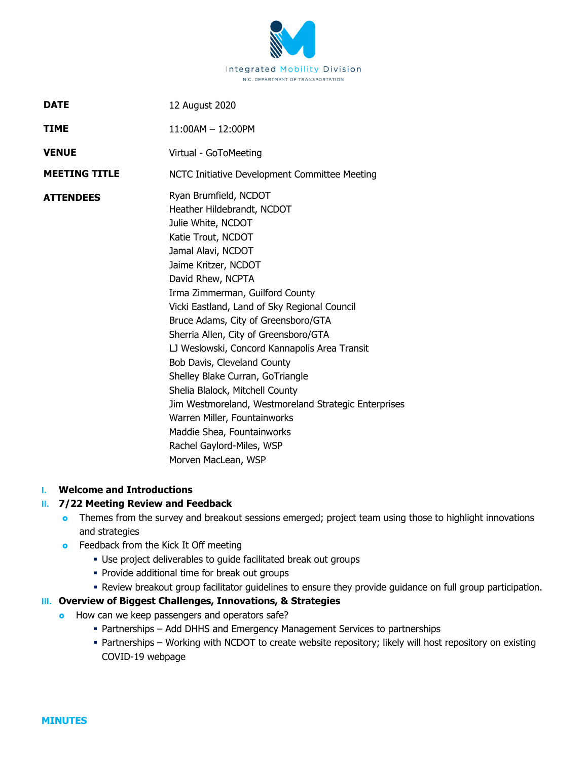Integrated Mobility Division

N.C. DEPARTMENT OF TRANSPORTATION

| | |
|---|---|
| **DATE** | 12 August 2020 |
| **TIME** | 11:00AM – 12:00PM |
| **VENUE** | Virtual - GoToMeeting |
| **MEETING TITLE** | NCTC Initiative Development Committee Meeting |
| **ATTENDEES** | Ryan Brumfield, NCDOT<br>Heather Hildebrandt, NCDOT<br>Julie White, NCDOT<br>Katie Trout, NCDOT<br>Jamal Alavi, NCDOT<br>Jaime Kritzer, NCDOT<br>David Rhew, NCPTA<br>Irma Zimmerman, Guilford County<br>Vicki Eastland, Land of Sky Regional Council<br>Bruce Adams, City of Greensboro/GTA<br>Sherria Allen, City of Greensboro/GTA<br>LJ Weslowski, Concord Kannapolis Area Transit<br>Bob Davis, Cleveland County<br>Shelley Blake Curran, GoTriangle<br>Shelia Blalock, Mitchell County<br>Jim Westmoreland, Westmoreland Strategic Enterprises<br>Warren Miller, Fountainworks<br>Maddie Shea, Fountainworks<br>Rachel Gaylord-Miles, WSP<br>Morven MacLean, WSP |

I. **Welcome and Introductions**

II. **7/22 Meeting Review and Feedback**
- Themes from the survey and breakout sessions emerged; project team using those to highlight innovations and strategies
- Feedback from the Kick It Off meeting
  - Use project deliverables to guide facilitated break out groups
  - Provide additional time for break out groups
  - Review breakout group facilitator guidelines to ensure they provide guidance on full group participation.

III. **Overview of Biggest Challenges, Innovations, & Strategies**
- How can we keep passengers and operators safe?
  - Partnerships – Add DHHS and Emergency Management Services to partnerships
  - Partnerships – Working with NCDOT to create website repository; likely will host repository on existing COVID-19 webpage

**MINUTES**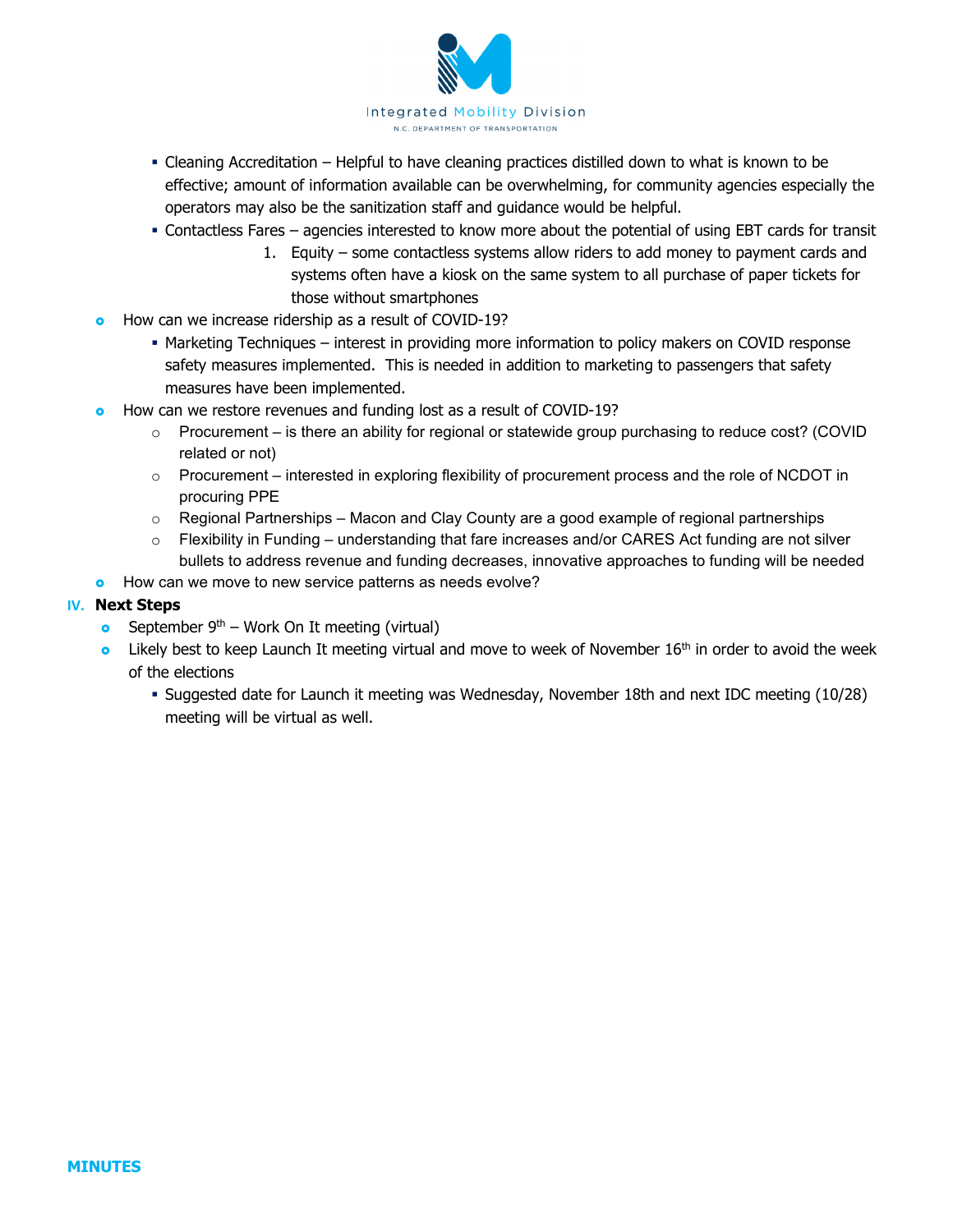- Cleaning Accreditation – Helpful to have cleaning practices distilled down to what is known to be effective; amount of information available can be overwhelming, for community agencies especially the operators may also be the sanitization staff and guidance would be helpful.
  - Contactless Fares – agencies interested to know more about the potential of using EBT cards for transit
    1. Equity – some contactless systems allow riders to add money to payment cards and systems often have a kiosk on the same system to all purchase of paper tickets for those without smartphones
- How can we increase ridership as a result of COVID-19?
  - Marketing Techniques – interest in providing more information to policy makers on COVID response safety measures implemented. This is needed in addition to marketing to passengers that safety measures have been implemented.
- How can we restore revenues and funding lost as a result of COVID-19?
  - Procurement – is there an ability for regional or statewide group purchasing to reduce cost? (COVID related or not)
  - Procurement – interested in exploring flexibility of procurement process and the role of NCDOT in procuring PPE
  - Regional Partnerships – Macon and Clay County are a good example of regional partnerships
  - Flexibility in Funding – understanding that fare increases and/or CARES Act funding are not silver bullets to address revenue and funding decreases, innovative approaches to funding will be needed
- How can we move to new service patterns as needs evolve?

## IV. Next Steps

- September 9th – Work On It meeting (virtual)
- Likely best to keep Launch It meeting virtual and move to week of November 16th in order to avoid the week of the elections
  - Suggested date for Launch it meeting was Wednesday, November 18th and next IDC meeting (10/28) meeting will be virtual as well.